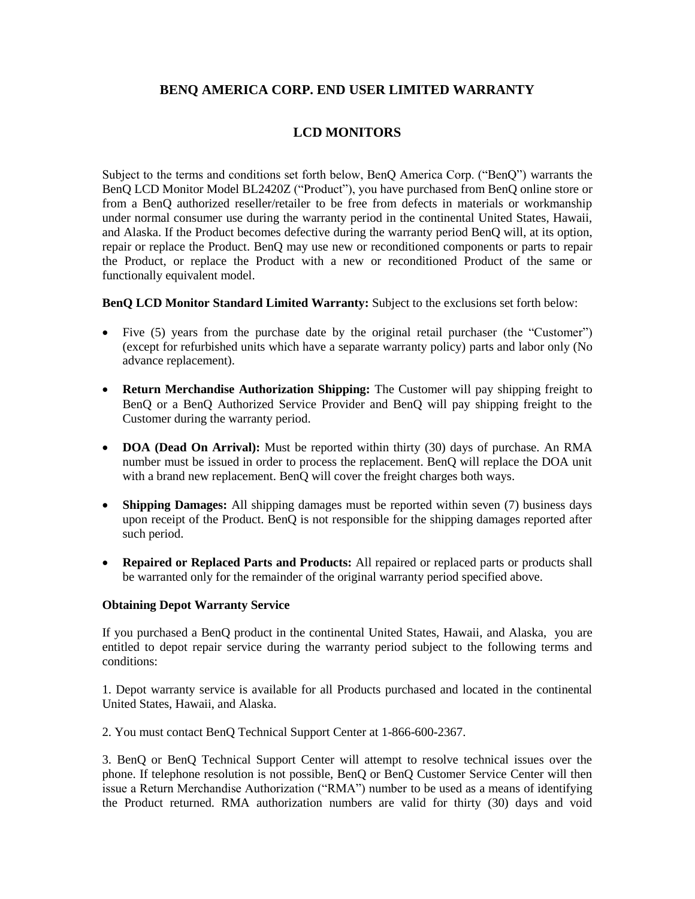# BENQ AMERICA CORP. END USER LIMITED WARRANTY

## LCD MONITORS

Subject to the terms and conditions set forth below, BenQ America Corp. ("BenQ") warrants the BenQ LCD Monitor Model BL2420Z ("Product"), you have purchased from BenQ online store or from a BenQ authorized reseller/retailer to be free from defects in materials or workmanship under normal consumer use during the warranty period in the continental United States, Hawaii, and Alaska. If the Product becomes defective during the warranty period BenQ will, at its option, repair or replace the Product. BenQ may use new or reconditioned components or parts to repair the Product, or replace the Product with a new or reconditioned Product of the same or functionally equivalent model.

**BenQ LCD Monitor Standard Limited Warranty:** Subject to the exclusions set forth below:

- Five (5) years from the purchase date by the original retail purchaser (the "Customer") (except for refurbished units which have a separate warranty policy) parts and labor only (No advance replacement).
- **Return Merchandise Authorization Shipping:** The Customer will pay shipping freight to BenQ or a BenQ Authorized Service Provider and BenQ will pay shipping freight to the Customer during the warranty period.
- **DOA (Dead On Arrival):** Must be reported within thirty (30) days of purchase. An RMA number must be issued in order to process the replacement. BenQ will replace the DOA unit with a brand new replacement. BenQ will cover the freight charges both ways.
- **Shipping Damages:** All shipping damages must be reported within seven (7) business days upon receipt of the Product. BenQ is not responsible for the shipping damages reported after such period.
- **Repaired or Replaced Parts and Products:** All repaired or replaced parts or products shall be warranted only for the remainder of the original warranty period specified above.

**Obtaining Depot Warranty Service**

If you purchased a BenQ product in the continental United States, Hawaii, and Alaska, you are entitled to depot repair service during the warranty period subject to the following terms and conditions:

1. Depot warranty service is available for all Products purchased and located in the continental United States, Hawaii, and Alaska.

2. You must contact BenQ Technical Support Center at 1-866-600-2367.

3. BenQ or BenQ Technical Support Center will attempt to resolve technical issues over the phone. If telephone resolution is not possible, BenQ or BenQ Customer Service Center will then issue a Return Merchandise Authorization ("RMA") number to be used as a means of identifying the Product returned. RMA authorization numbers are valid for thirty (30) days and void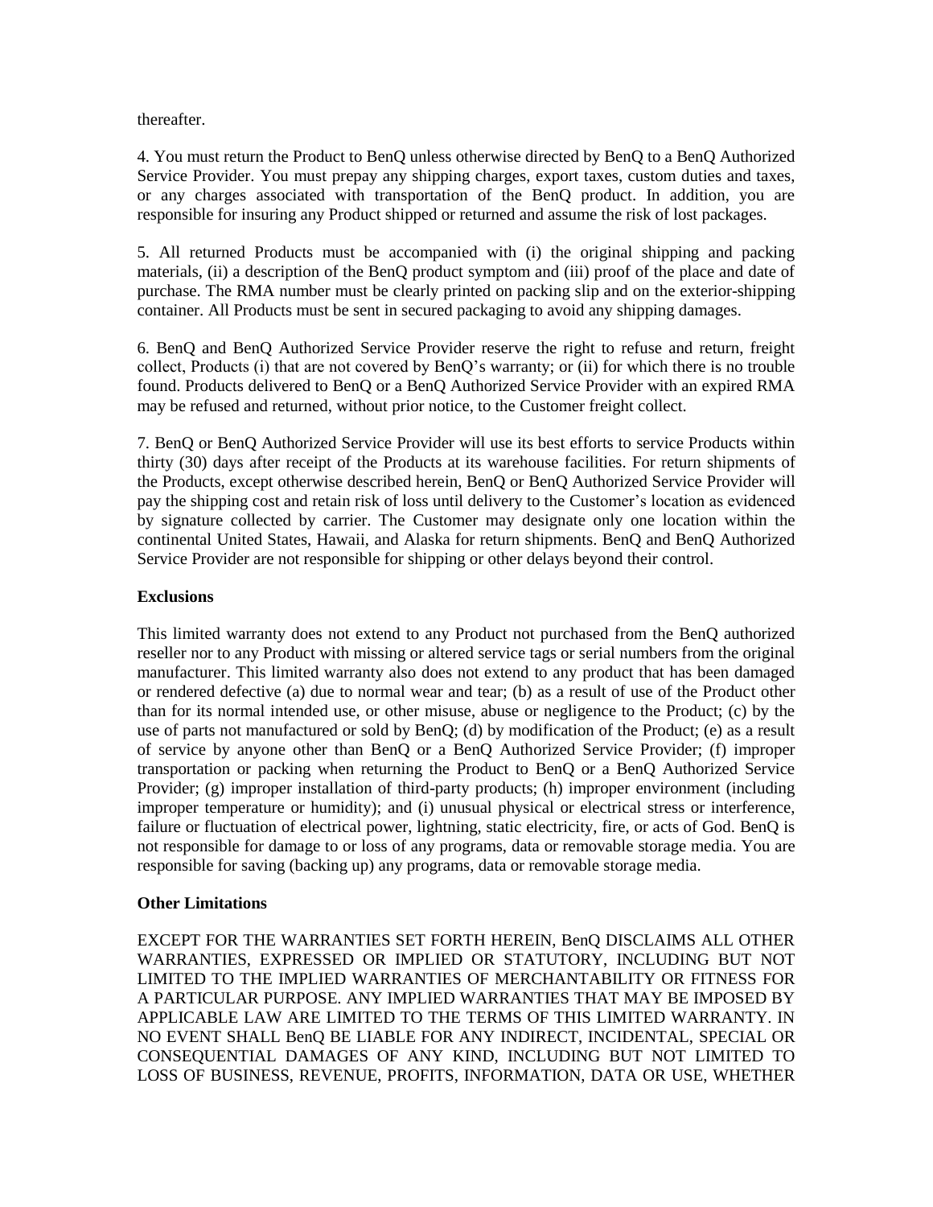thereafter.

4. You must return the Product to BenQ unless otherwise directed by BenQ to a BenQ Authorized Service Provider. You must prepay any shipping charges, export taxes, custom duties and taxes, or any charges associated with transportation of the BenQ product. In addition, you are responsible for insuring any Product shipped or returned and assume the risk of lost packages.

5. All returned Products must be accompanied with (i) the original shipping and packing materials, (ii) a description of the BenQ product symptom and (iii) proof of the place and date of purchase. The RMA number must be clearly printed on packing slip and on the exterior-shipping container. All Products must be sent in secured packaging to avoid any shipping damages.

6. BenQ and BenQ Authorized Service Provider reserve the right to refuse and return, freight collect, Products (i) that are not covered by BenQ's warranty; or (ii) for which there is no trouble found. Products delivered to BenQ or a BenQ Authorized Service Provider with an expired RMA may be refused and returned, without prior notice, to the Customer freight collect.

7. BenQ or BenQ Authorized Service Provider will use its best efforts to service Products within thirty (30) days after receipt of the Products at its warehouse facilities. For return shipments of the Products, except otherwise described herein, BenQ or BenQ Authorized Service Provider will pay the shipping cost and retain risk of loss until delivery to the Customer's location as evidenced by signature collected by carrier. The Customer may designate only one location within the continental United States, Hawaii, and Alaska for return shipments. BenQ and BenQ Authorized Service Provider are not responsible for shipping or other delays beyond their control.

**Exclusions**

This limited warranty does not extend to any Product not purchased from the BenQ authorized reseller nor to any Product with missing or altered service tags or serial numbers from the original manufacturer. This limited warranty also does not extend to any product that has been damaged or rendered defective (a) due to normal wear and tear; (b) as a result of use of the Product other than for its normal intended use, or other misuse, abuse or negligence to the Product; (c) by the use of parts not manufactured or sold by BenQ; (d) by modification of the Product; (e) as a result of service by anyone other than BenQ or a BenQ Authorized Service Provider; (f) improper transportation or packing when returning the Product to BenQ or a BenQ Authorized Service Provider; (g) improper installation of third-party products; (h) improper environment (including improper temperature or humidity); and (i) unusual physical or electrical stress or interference, failure or fluctuation of electrical power, lightning, static electricity, fire, or acts of God. BenQ is not responsible for damage to or loss of any programs, data or removable storage media. You are responsible for saving (backing up) any programs, data or removable storage media.

**Other Limitations**

EXCEPT FOR THE WARRANTIES SET FORTH HEREIN, BenQ DISCLAIMS ALL OTHER WARRANTIES, EXPRESSED OR IMPLIED OR STATUTORY, INCLUDING BUT NOT LIMITED TO THE IMPLIED WARRANTIES OF MERCHANTABILITY OR FITNESS FOR A PARTICULAR PURPOSE. ANY IMPLIED WARRANTIES THAT MAY BE IMPOSED BY APPLICABLE LAW ARE LIMITED TO THE TERMS OF THIS LIMITED WARRANTY. IN NO EVENT SHALL BenQ BE LIABLE FOR ANY INDIRECT, INCIDENTAL, SPECIAL OR CONSEQUENTIAL DAMAGES OF ANY KIND, INCLUDING BUT NOT LIMITED TO LOSS OF BUSINESS, REVENUE, PROFITS, INFORMATION, DATA OR USE, WHETHER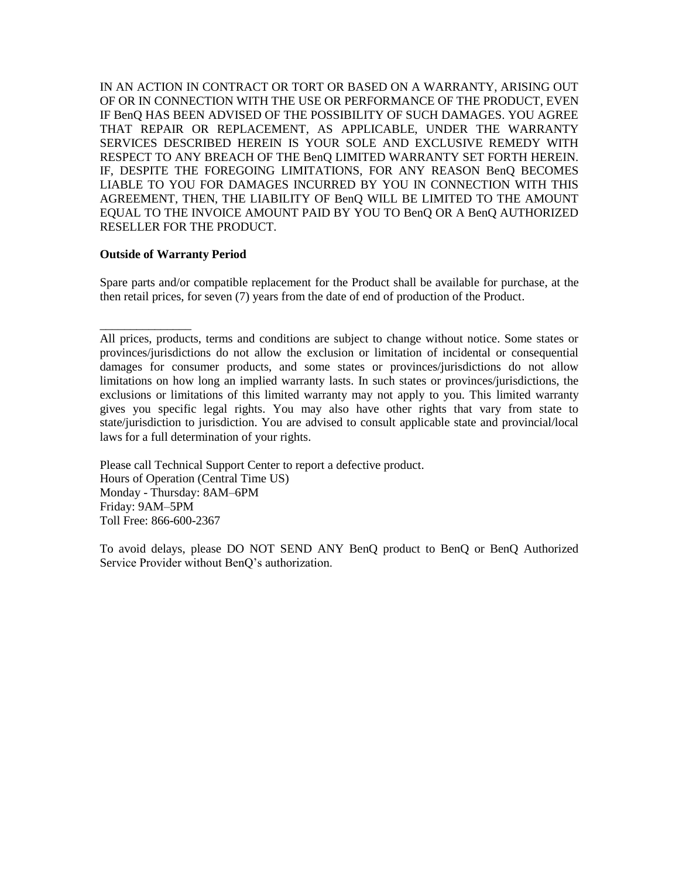IN AN ACTION IN CONTRACT OR TORT OR BASED ON A WARRANTY, ARISING OUT OF OR IN CONNECTION WITH THE USE OR PERFORMANCE OF THE PRODUCT, EVEN IF BenQ HAS BEEN ADVISED OF THE POSSIBILITY OF SUCH DAMAGES. YOU AGREE THAT REPAIR OR REPLACEMENT, AS APPLICABLE, UNDER THE WARRANTY SERVICES DESCRIBED HEREIN IS YOUR SOLE AND EXCLUSIVE REMEDY WITH RESPECT TO ANY BREACH OF THE BenQ LIMITED WARRANTY SET FORTH HEREIN. IF, DESPITE THE FOREGOING LIMITATIONS, FOR ANY REASON BenQ BECOMES LIABLE TO YOU FOR DAMAGES INCURRED BY YOU IN CONNECTION WITH THIS AGREEMENT, THEN, THE LIABILITY OF BenQ WILL BE LIMITED TO THE AMOUNT EQUAL TO THE INVOICE AMOUNT PAID BY YOU TO BenQ OR A BenQ AUTHORIZED RESELLER FOR THE PRODUCT.

**Outside of Warranty Period**

Spare parts and/or compatible replacement for the Product shall be available for purchase, at the then retail prices, for seven (7) years from the date of end of production of the Product.

_______________

All prices, products, terms and conditions are subject to change without notice. Some states or provinces/jurisdictions do not allow the exclusion or limitation of incidental or consequential damages for consumer products, and some states or provinces/jurisdictions do not allow limitations on how long an implied warranty lasts. In such states or provinces/jurisdictions, the exclusions or limitations of this limited warranty may not apply to you. This limited warranty gives you specific legal rights. You may also have other rights that vary from state to state/jurisdiction to jurisdiction. You are advised to consult applicable state and provincial/local laws for a full determination of your rights.

Please call Technical Support Center to report a defective product.
Hours of Operation (Central Time US)
Monday - Thursday: 8AM–6PM
Friday: 9AM–5PM
Toll Free: 866-600-2367

To avoid delays, please DO NOT SEND ANY BenQ product to BenQ or BenQ Authorized Service Provider without BenQ's authorization.